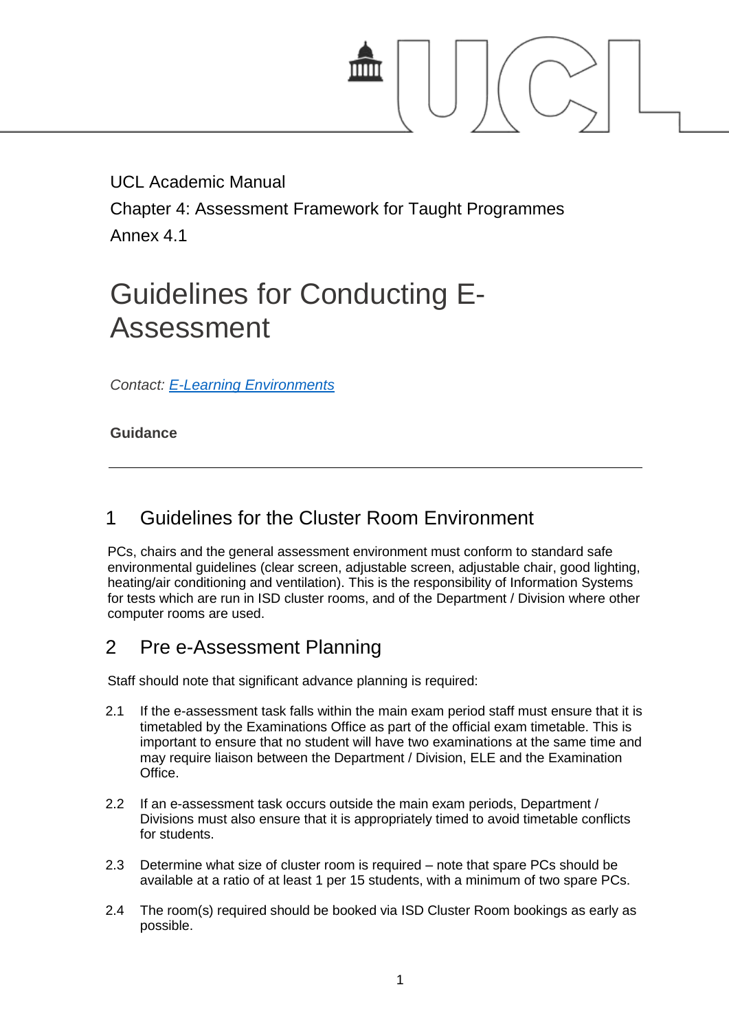UCL Academic Manual

Chapter 4: Assessment Framework for Taught Programmes

Annex 4.1

# Guidelines for Conducting E-Assessment

*Contact: [E-Learning Environments]*

**Guidance**

---

## 1 Guidelines for the Cluster Room Environment

PCs, chairs and the general assessment environment must conform to standard safe environmental guidelines (clear screen, adjustable screen, adjustable chair, good lighting, heating/air conditioning and ventilation). This is the responsibility of Information Systems for tests which are run in ISD cluster rooms, and of the Department / Division where other computer rooms are used.

## 2 Pre e-Assessment Planning

Staff should note that significant advance planning is required:

2.1 If the e-assessment task falls within the main exam period staff must ensure that it is timetabled by the Examinations Office as part of the official exam timetable. This is important to ensure that no student will have two examinations at the same time and may require liaison between the Department / Division, ELE and the Examination Office.

2.2 If an e-assessment task occurs outside the main exam periods, Department / Divisions must also ensure that it is appropriately timed to avoid timetable conflicts for students.

2.3 Determine what size of cluster room is required – note that spare PCs should be available at a ratio of at least 1 per 15 students, with a minimum of two spare PCs.

2.4 The room(s) required should be booked via ISD Cluster Room bookings as early as possible.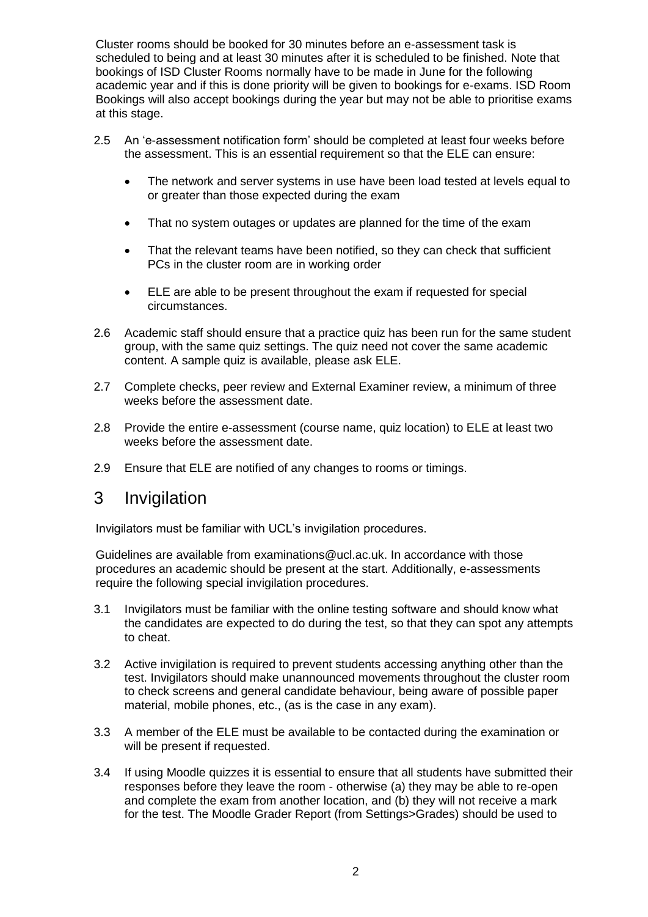Cluster rooms should be booked for 30 minutes before an e-assessment task is scheduled to being and at least 30 minutes after it is scheduled to be finished. Note that bookings of ISD Cluster Rooms normally have to be made in June for the following academic year and if this is done priority will be given to bookings for e-exams. ISD Room Bookings will also accept bookings during the year but may not be able to prioritise exams at this stage.

2.5 An 'e-assessment notification form' should be completed at least four weeks before the assessment. This is an essential requirement so that the ELE can ensure:

- The network and server systems in use have been load tested at levels equal to or greater than those expected during the exam
- That no system outages or updates are planned for the time of the exam
- That the relevant teams have been notified, so they can check that sufficient PCs in the cluster room are in working order
- ELE are able to be present throughout the exam if requested for special circumstances.

2.6 Academic staff should ensure that a practice quiz has been run for the same student group, with the same quiz settings. The quiz need not cover the same academic content. A sample quiz is available, please ask ELE.

2.7 Complete checks, peer review and External Examiner review, a minimum of three weeks before the assessment date.

2.8 Provide the entire e-assessment (course name, quiz location) to ELE at least two weeks before the assessment date.

2.9 Ensure that ELE are notified of any changes to rooms or timings.

# 3 Invigilation

Invigilators must be familiar with UCL's invigilation procedures.

Guidelines are available from examinations@ucl.ac.uk. In accordance with those procedures an academic should be present at the start. Additionally, e-assessments require the following special invigilation procedures.

3.1 Invigilators must be familiar with the online testing software and should know what the candidates are expected to do during the test, so that they can spot any attempts to cheat.

3.2 Active invigilation is required to prevent students accessing anything other than the test. Invigilators should make unannounced movements throughout the cluster room to check screens and general candidate behaviour, being aware of possible paper material, mobile phones, etc., (as is the case in any exam).

3.3 A member of the ELE must be available to be contacted during the examination or will be present if requested.

3.4 If using Moodle quizzes it is essential to ensure that all students have submitted their responses before they leave the room - otherwise (a) they may be able to re-open and complete the exam from another location, and (b) they will not receive a mark for the test. The Moodle Grader Report (from Settings>Grades) should be used to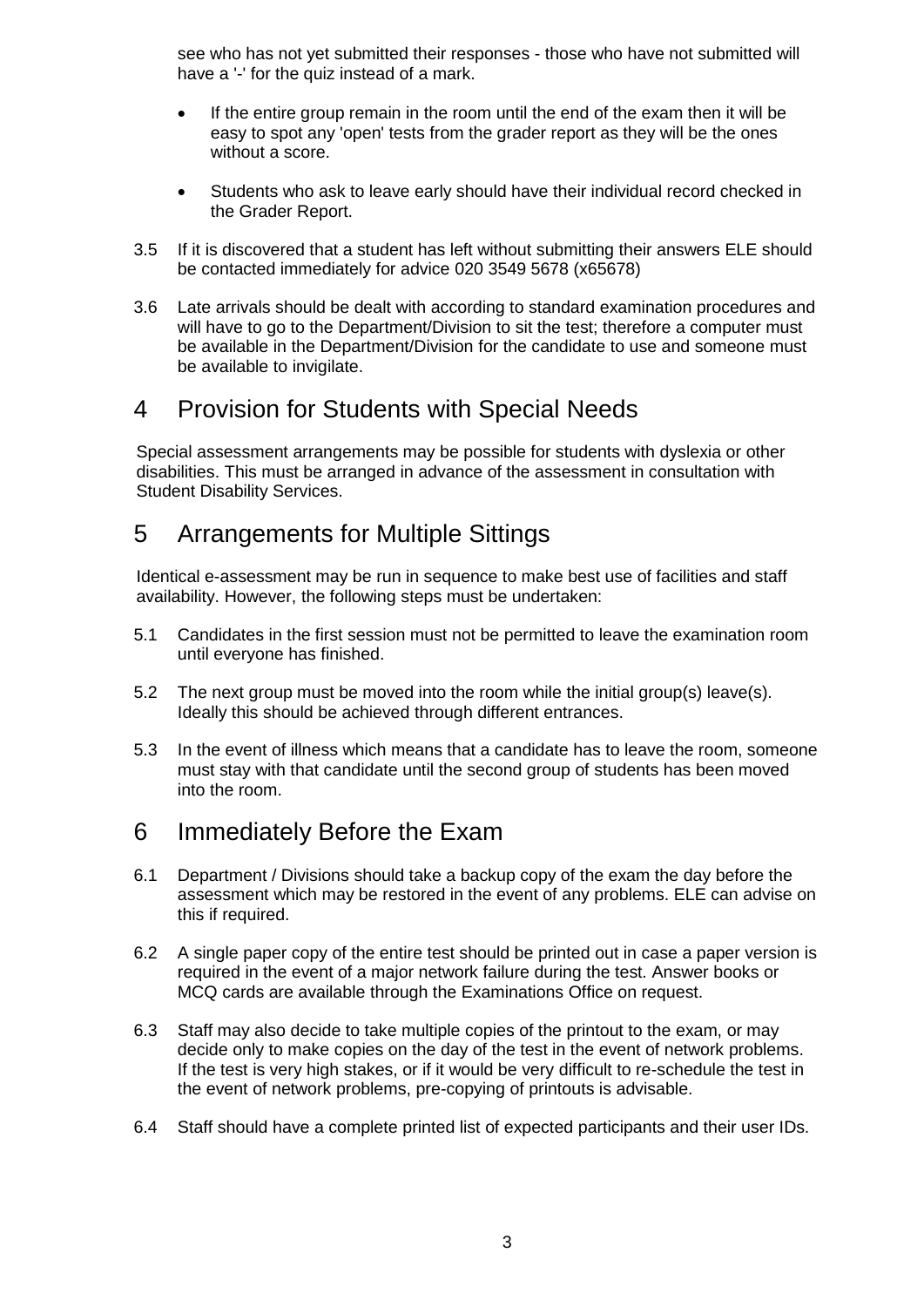see who has not yet submitted their responses - those who have not submitted will have a '-' for the quiz instead of a mark.

- If the entire group remain in the room until the end of the exam then it will be easy to spot any 'open' tests from the grader report as they will be the ones without a score.
- Students who ask to leave early should have their individual record checked in the Grader Report.

3.5 If it is discovered that a student has left without submitting their answers ELE should be contacted immediately for advice 020 3549 5678 (x65678)

3.6 Late arrivals should be dealt with according to standard examination procedures and will have to go to the Department/Division to sit the test; therefore a computer must be available in the Department/Division for the candidate to use and someone must be available to invigilate.

# 4 Provision for Students with Special Needs

Special assessment arrangements may be possible for students with dyslexia or other disabilities. This must be arranged in advance of the assessment in consultation with Student Disability Services.

# 5 Arrangements for Multiple Sittings

Identical e-assessment may be run in sequence to make best use of facilities and staff availability. However, the following steps must be undertaken:

5.1 Candidates in the first session must not be permitted to leave the examination room until everyone has finished.

5.2 The next group must be moved into the room while the initial group(s) leave(s). Ideally this should be achieved through different entrances.

5.3 In the event of illness which means that a candidate has to leave the room, someone must stay with that candidate until the second group of students has been moved into the room.

# 6 Immediately Before the Exam

6.1 Department / Divisions should take a backup copy of the exam the day before the assessment which may be restored in the event of any problems. ELE can advise on this if required.

6.2 A single paper copy of the entire test should be printed out in case a paper version is required in the event of a major network failure during the test. Answer books or MCQ cards are available through the Examinations Office on request.

6.3 Staff may also decide to take multiple copies of the printout to the exam, or may decide only to make copies on the day of the test in the event of network problems. If the test is very high stakes, or if it would be very difficult to re-schedule the test in the event of network problems, pre-copying of printouts is advisable.

6.4 Staff should have a complete printed list of expected participants and their user IDs.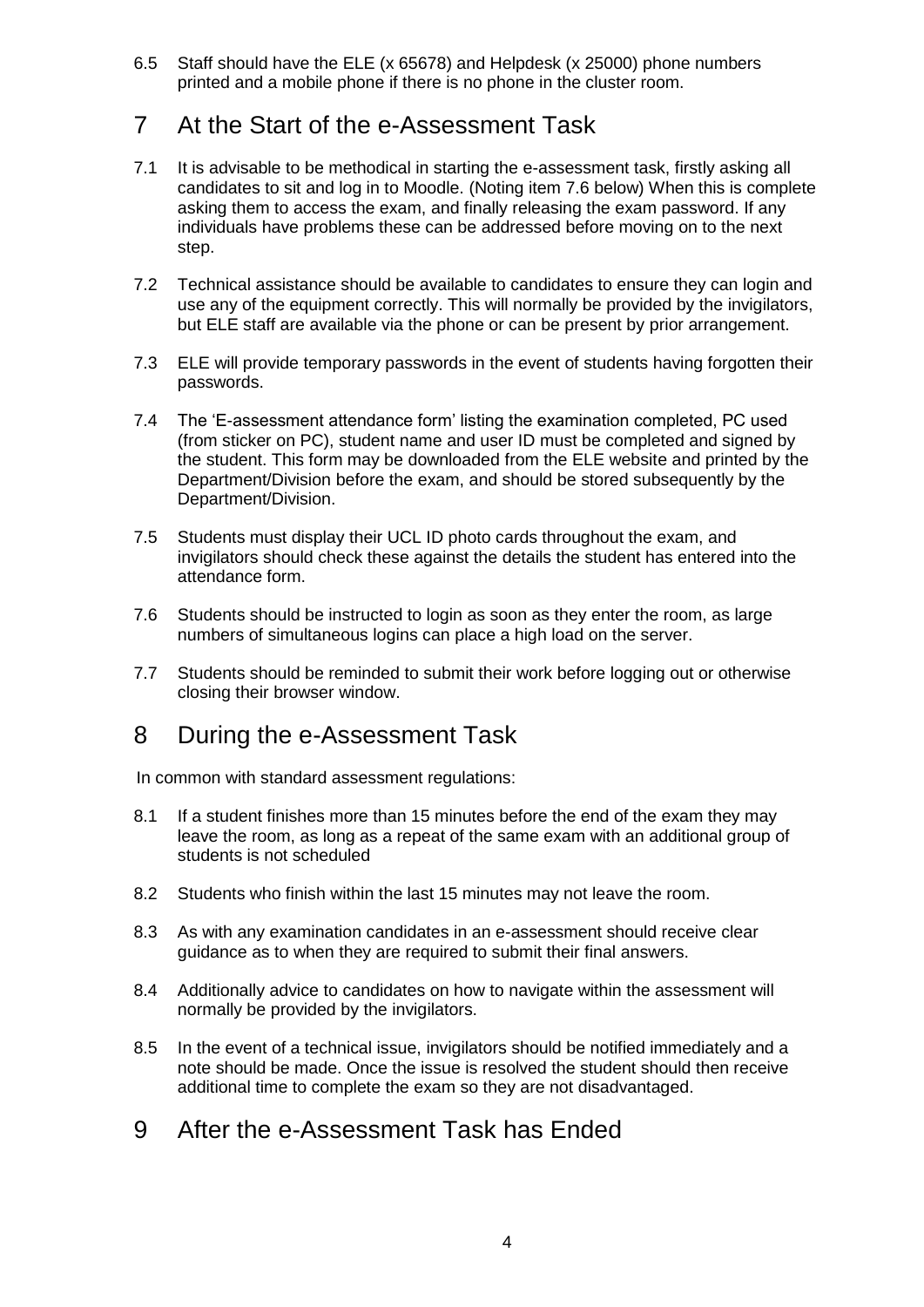6.5 Staff should have the ELE (x 65678) and Helpdesk (x 25000) phone numbers printed and a mobile phone if there is no phone in the cluster room.

# 7 At the Start of the e-Assessment Task

7.1 It is advisable to be methodical in starting the e-assessment task, firstly asking all candidates to sit and log in to Moodle. (Noting item 7.6 below) When this is complete asking them to access the exam, and finally releasing the exam password. If any individuals have problems these can be addressed before moving on to the next step.

7.2 Technical assistance should be available to candidates to ensure they can login and use any of the equipment correctly. This will normally be provided by the invigilators, but ELE staff are available via the phone or can be present by prior arrangement.

7.3 ELE will provide temporary passwords in the event of students having forgotten their passwords.

7.4 The 'E-assessment attendance form' listing the examination completed, PC used (from sticker on PC), student name and user ID must be completed and signed by the student. This form may be downloaded from the ELE website and printed by the Department/Division before the exam, and should be stored subsequently by the Department/Division.

7.5 Students must display their UCL ID photo cards throughout the exam, and invigilators should check these against the details the student has entered into the attendance form.

7.6 Students should be instructed to login as soon as they enter the room, as large numbers of simultaneous logins can place a high load on the server.

7.7 Students should be reminded to submit their work before logging out or otherwise closing their browser window.

# 8 During the e-Assessment Task

In common with standard assessment regulations:

8.1 If a student finishes more than 15 minutes before the end of the exam they may leave the room, as long as a repeat of the same exam with an additional group of students is not scheduled

8.2 Students who finish within the last 15 minutes may not leave the room.

8.3 As with any examination candidates in an e-assessment should receive clear guidance as to when they are required to submit their final answers.

8.4 Additionally advice to candidates on how to navigate within the assessment will normally be provided by the invigilators.

8.5 In the event of a technical issue, invigilators should be notified immediately and a note should be made. Once the issue is resolved the student should then receive additional time to complete the exam so they are not disadvantaged.

# 9 After the e-Assessment Task has Ended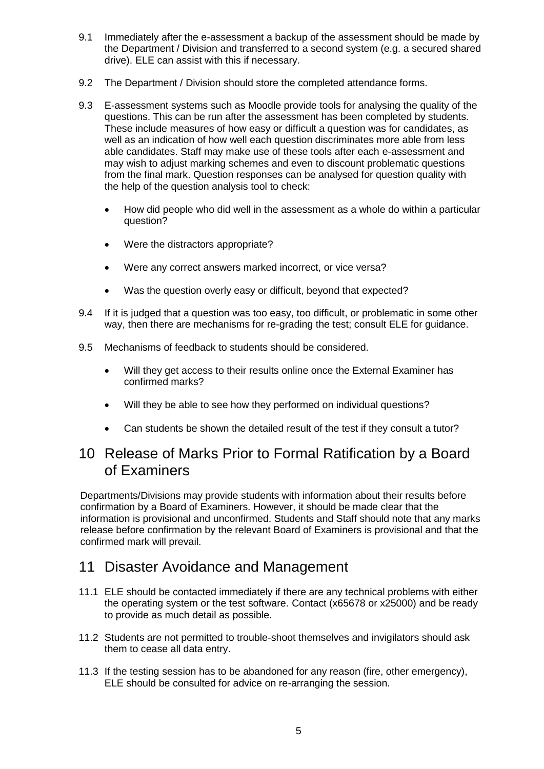9.1 Immediately after the e-assessment a backup of the assessment should be made by the Department / Division and transferred to a second system (e.g. a secured shared drive). ELE can assist with this if necessary.

9.2 The Department / Division should store the completed attendance forms.

9.3 E-assessment systems such as Moodle provide tools for analysing the quality of the questions. This can be run after the assessment has been completed by students. These include measures of how easy or difficult a question was for candidates, as well as an indication of how well each question discriminates more able from less able candidates. Staff may make use of these tools after each e-assessment and may wish to adjust marking schemes and even to discount problematic questions from the final mark. Question responses can be analysed for question quality with the help of the question analysis tool to check:

- How did people who did well in the assessment as a whole do within a particular question?
- Were the distractors appropriate?
- Were any correct answers marked incorrect, or vice versa?
- Was the question overly easy or difficult, beyond that expected?

9.4 If it is judged that a question was too easy, too difficult, or problematic in some other way, then there are mechanisms for re-grading the test; consult ELE for guidance.

9.5 Mechanisms of feedback to students should be considered.

- Will they get access to their results online once the External Examiner has confirmed marks?
- Will they be able to see how they performed on individual questions?
- Can students be shown the detailed result of the test if they consult a tutor?

# 10 Release of Marks Prior to Formal Ratification by a Board of Examiners

Departments/Divisions may provide students with information about their results before confirmation by a Board of Examiners. However, it should be made clear that the information is provisional and unconfirmed. Students and Staff should note that any marks release before confirmation by the relevant Board of Examiners is provisional and that the confirmed mark will prevail.

# 11 Disaster Avoidance and Management

11.1 ELE should be contacted immediately if there are any technical problems with either the operating system or the test software. Contact (x65678 or x25000) and be ready to provide as much detail as possible.

11.2 Students are not permitted to trouble-shoot themselves and invigilators should ask them to cease all data entry.

11.3 If the testing session has to be abandoned for any reason (fire, other emergency), ELE should be consulted for advice on re-arranging the session.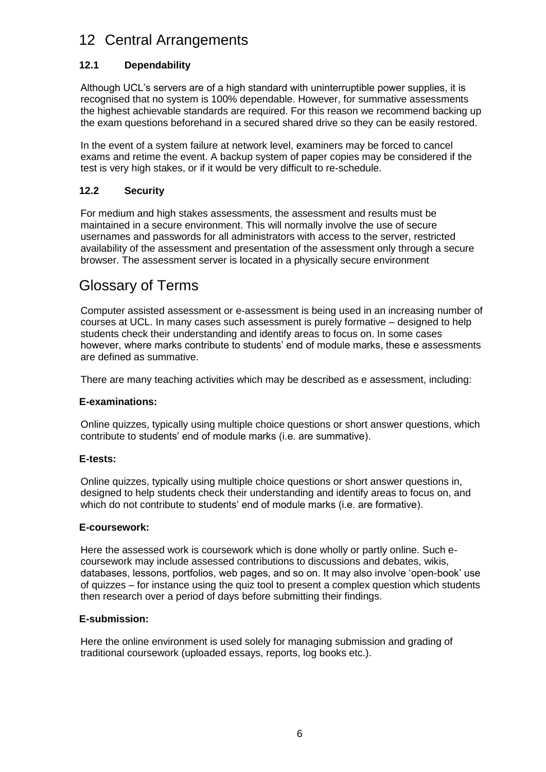# 12 Central Arrangements

### 12.1 Dependability

Although UCL's servers are of a high standard with uninterruptible power supplies, it is recognised that no system is 100% dependable. However, for summative assessments the highest achievable standards are required. For this reason we recommend backing up the exam questions beforehand in a secured shared drive so they can be easily restored.

In the event of a system failure at network level, examiners may be forced to cancel exams and retime the event. A backup system of paper copies may be considered if the test is very high stakes, or if it would be very difficult to re-schedule.

### 12.2 Security

For medium and high stakes assessments, the assessment and results must be maintained in a secure environment. This will normally involve the use of secure usernames and passwords for all administrators with access to the server, restricted availability of the assessment and presentation of the assessment only through a secure browser. The assessment server is located in a physically secure environment

# Glossary of Terms

Computer assisted assessment or e-assessment is being used in an increasing number of courses at UCL. In many cases such assessment is purely formative – designed to help students check their understanding and identify areas to focus on. In some cases however, where marks contribute to students' end of module marks, these e assessments are defined as summative.

There are many teaching activities which may be described as e assessment, including:

**E-examinations:**

Online quizzes, typically using multiple choice questions or short answer questions, which contribute to students' end of module marks (i.e. are summative).

**E-tests:**

Online quizzes, typically using multiple choice questions or short answer questions in, designed to help students check their understanding and identify areas to focus on, and which do not contribute to students' end of module marks (i.e. are formative).

**E-coursework:**

Here the assessed work is coursework which is done wholly or partly online. Such e-coursework may include assessed contributions to discussions and debates, wikis, databases, lessons, portfolios, web pages, and so on. It may also involve 'open-book' use of quizzes – for instance using the quiz tool to present a complex question which students then research over a period of days before submitting their findings.

**E-submission:**

Here the online environment is used solely for managing submission and grading of traditional coursework (uploaded essays, reports, log books etc.).